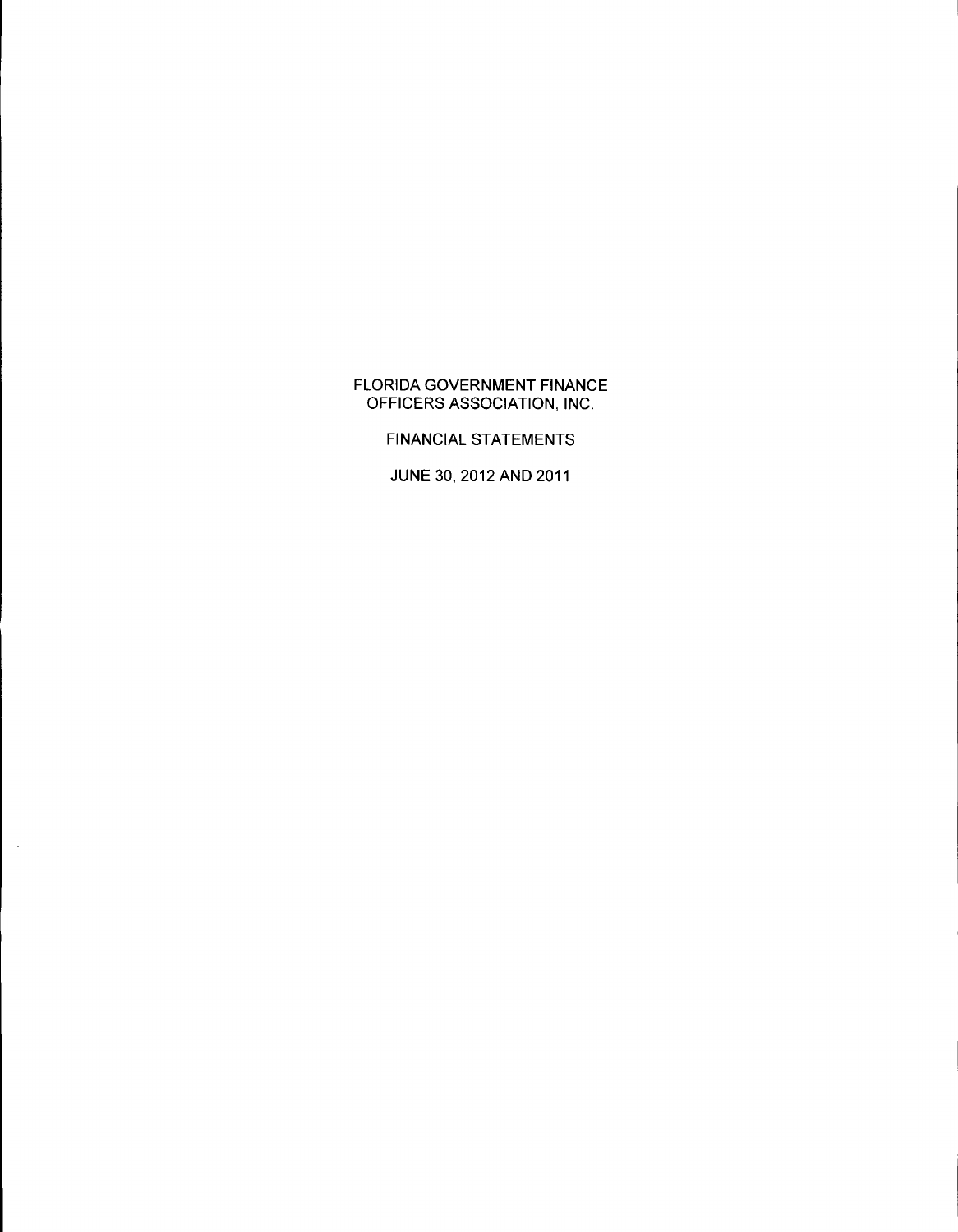# FLORIDA GOVERNMENT FINANCE OFFICERS ASSOCIATION, INC.

## FINANCIAL STATEMENTS

## JUNE 30, 2012 AND 2011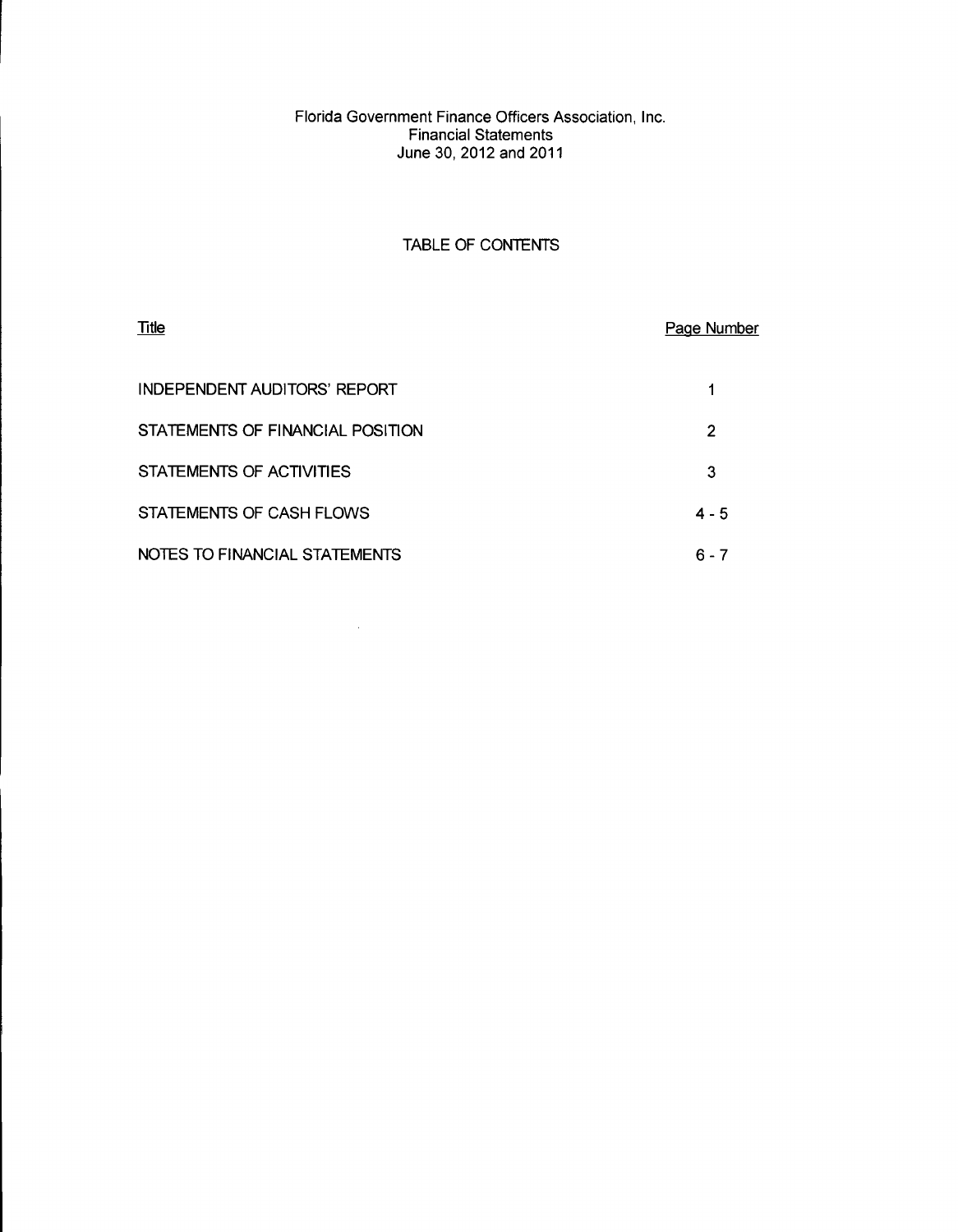Florida Government Finance Officers Association, Inc.
Financial Statements
June 30, 2012 and 2011

## TABLE OF CONTENTS

| Title | Page Number |
| --- | --- |
| INDEPENDENT AUDITORS' REPORT | 1 |
| STATEMENTS OF FINANCIAL POSITION | 2 |
| STATEMENTS OF ACTIVITIES | 3 |
| STATEMENTS OF CASH FLOWS | 4 - 5 |
| NOTES TO FINANCIAL STATEMENTS | 6 - 7 |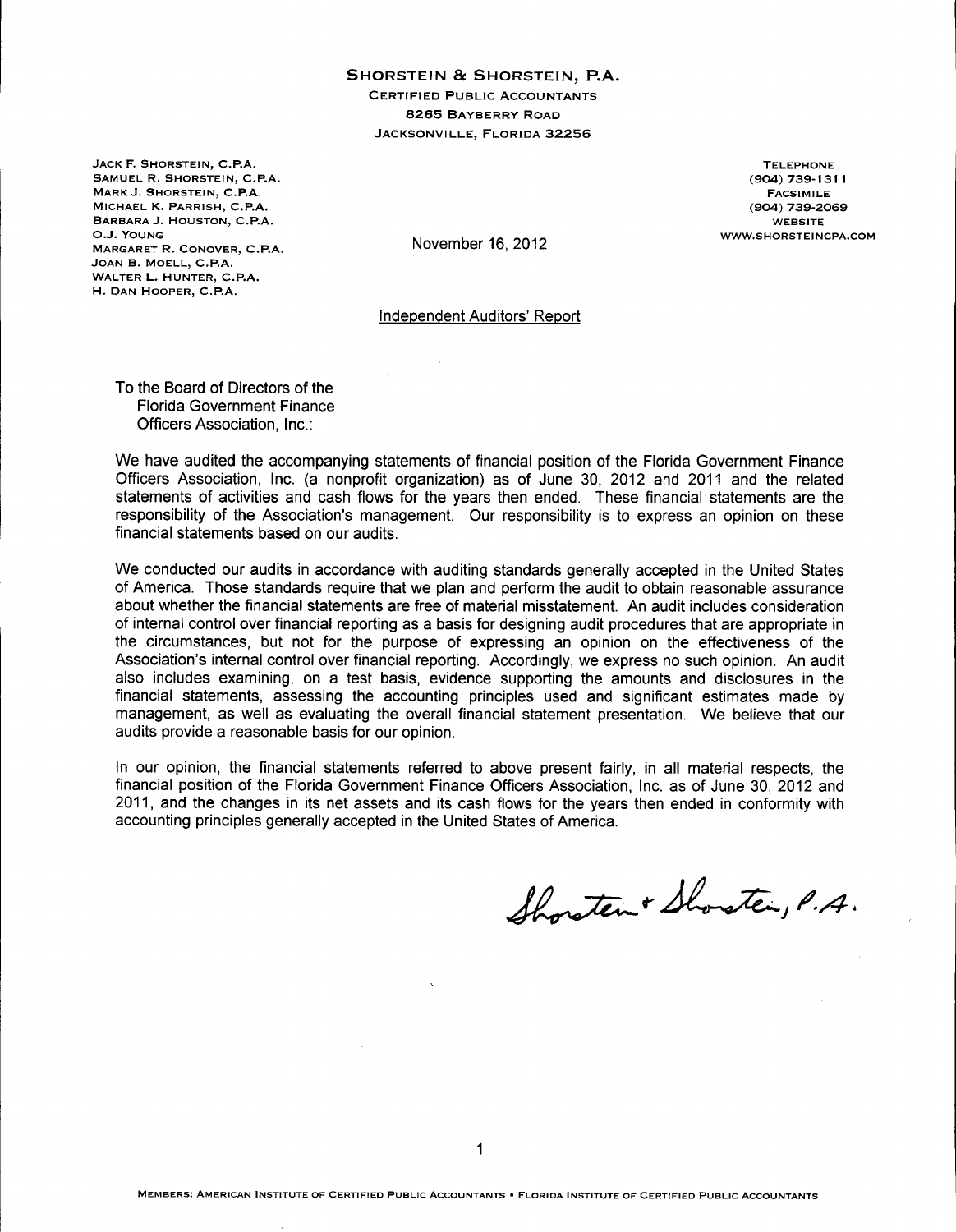**SHORSTEIN & SHORSTEIN, P.A.**
CERTIFIED PUBLIC ACCOUNTANTS
8265 BAYBERRY ROAD
JACKSONVILLE, FLORIDA 32256

JACK F. SHORSTEIN, C.P.A.
SAMUEL R. SHORSTEIN, C.P.A.
MARK J. SHORSTEIN, C.P.A.
MICHAEL K. PARRISH, C.P.A.
BARBARA J. HOUSTON, C.P.A.
O.J. YOUNG
MARGARET R. CONOVER, C.P.A.
JOAN B. MOELL, C.P.A.
WALTER L. HUNTER, C.P.A.
H. DAN HOOPER, C.P.A.

TELEPHONE
(904) 739-1311
FACSIMILE
(904) 739-2069
WEBSITE
WWW.SHORSTEINCPA.COM

November 16, 2012

## Independent Auditors' Report

To the Board of Directors of the
Florida Government Finance
Officers Association, Inc.:

We have audited the accompanying statements of financial position of the Florida Government Finance Officers Association, Inc. (a nonprofit organization) as of June 30, 2012 and 2011 and the related statements of activities and cash flows for the years then ended. These financial statements are the responsibility of the Association's management. Our responsibility is to express an opinion on these financial statements based on our audits.

We conducted our audits in accordance with auditing standards generally accepted in the United States of America. Those standards require that we plan and perform the audit to obtain reasonable assurance about whether the financial statements are free of material misstatement. An audit includes consideration of internal control over financial reporting as a basis for designing audit procedures that are appropriate in the circumstances, but not for the purpose of expressing an opinion on the effectiveness of the Association's internal control over financial reporting. Accordingly, we express no such opinion. An audit also includes examining, on a test basis, evidence supporting the amounts and disclosures in the financial statements, assessing the accounting principles used and significant estimates made by management, as well as evaluating the overall financial statement presentation. We believe that our audits provide a reasonable basis for our opinion.

In our opinion, the financial statements referred to above present fairly, in all material respects, the financial position of the Florida Government Finance Officers Association, Inc. as of June 30, 2012 and 2011, and the changes in its net assets and its cash flows for the years then ended in conformity with accounting principles generally accepted in the United States of America.

Shorstein + Shorstein, P.A.

MEMBERS: AMERICAN INSTITUTE OF CERTIFIED PUBLIC ACCOUNTANTS • FLORIDA INSTITUTE OF CERTIFIED PUBLIC ACCOUNTANTS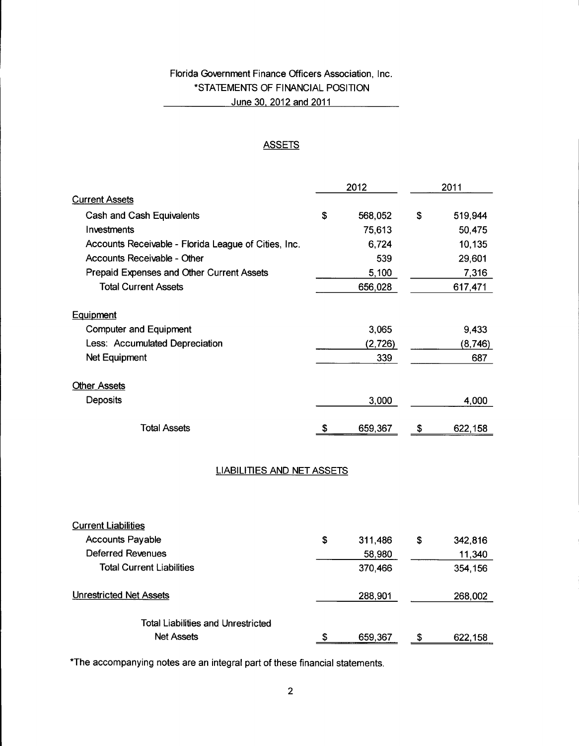# Florida Government Finance Officers Association, Inc.

## *STATEMENTS OF FINANCIAL POSITION

### June 30, 2012 and 2011

#### ASSETS

| | 2012 | 2011 |
|---|---|---|
| **Current Assets** | | |
| Cash and Cash Equivalents | $ 568,052 | $ 519,944 |
| Investments | 75,613 | 50,475 |
| Accounts Receivable - Florida League of Cities, Inc. | 6,724 | 10,135 |
| Accounts Receivable - Other | 539 | 29,601 |
| Prepaid Expenses and Other Current Assets | 5,100 | 7,316 |
| Total Current Assets | 656,028 | 617,471 |
| **Equipment** | | |
| Computer and Equipment | 3,065 | 9,433 |
| Less: Accumulated Depreciation | (2,726) | (8,746) |
| Net Equipment | 339 | 687 |
| **Other Assets** | | |
| Deposits | 3,000 | 4,000 |
| Total Assets | $ 659,367 | $ 622,158 |

#### LIABILITIES AND NET ASSETS

| | 2012 | 2011 |
|---|---|---|
| **Current Liabilities** | | |
| Accounts Payable | $ 311,486 | $ 342,816 |
| Deferred Revenues | 58,980 | 11,340 |
| Total Current Liabilities | 370,466 | 354,156 |
| **Unrestricted Net Assets** | 288,901 | 268,002 |
| Total Liabilities and Unrestricted Net Assets | $ 659,367 | $ 622,158 |

*The accompanying notes are an integral part of these financial statements.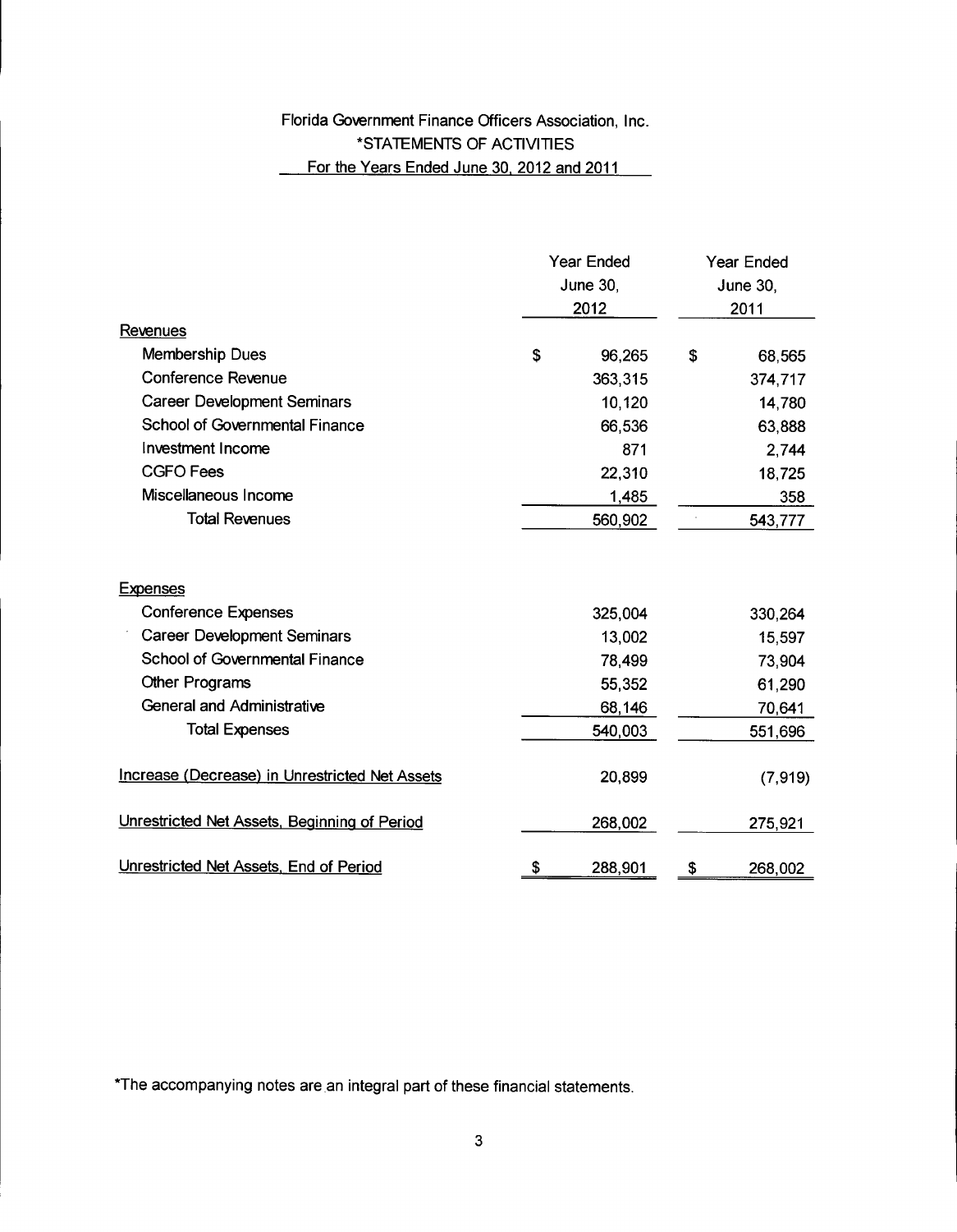Florida Government Finance Officers Association, Inc.

*STATEMENTS OF ACTIVITIES

For the Years Ended June 30, 2012 and 2011

| | Year Ended June 30, 2012 | Year Ended June 30, 2011 |
|---|---|---|
| **Revenues** | | |
| Membership Dues | $ 96,265 | $ 68,565 |
| Conference Revenue | 363,315 | 374,717 |
| Career Development Seminars | 10,120 | 14,780 |
| School of Governmental Finance | 66,536 | 63,888 |
| Investment Income | 871 | 2,744 |
| CGFO Fees | 22,310 | 18,725 |
| Miscellaneous Income | 1,485 | 358 |
| Total Revenues | 560,902 | 543,777 |
| **Expenses** | | |
| Conference Expenses | 325,004 | 330,264 |
| Career Development Seminars | 13,002 | 15,597 |
| School of Governmental Finance | 78,499 | 73,904 |
| Other Programs | 55,352 | 61,290 |
| General and Administrative | 68,146 | 70,641 |
| Total Expenses | 540,003 | 551,696 |
| Increase (Decrease) in Unrestricted Net Assets | 20,899 | (7,919) |
| Unrestricted Net Assets, Beginning of Period | 268,002 | 275,921 |
| Unrestricted Net Assets, End of Period | $ 288,901 | $ 268,002 |

*The accompanying notes are an integral part of these financial statements.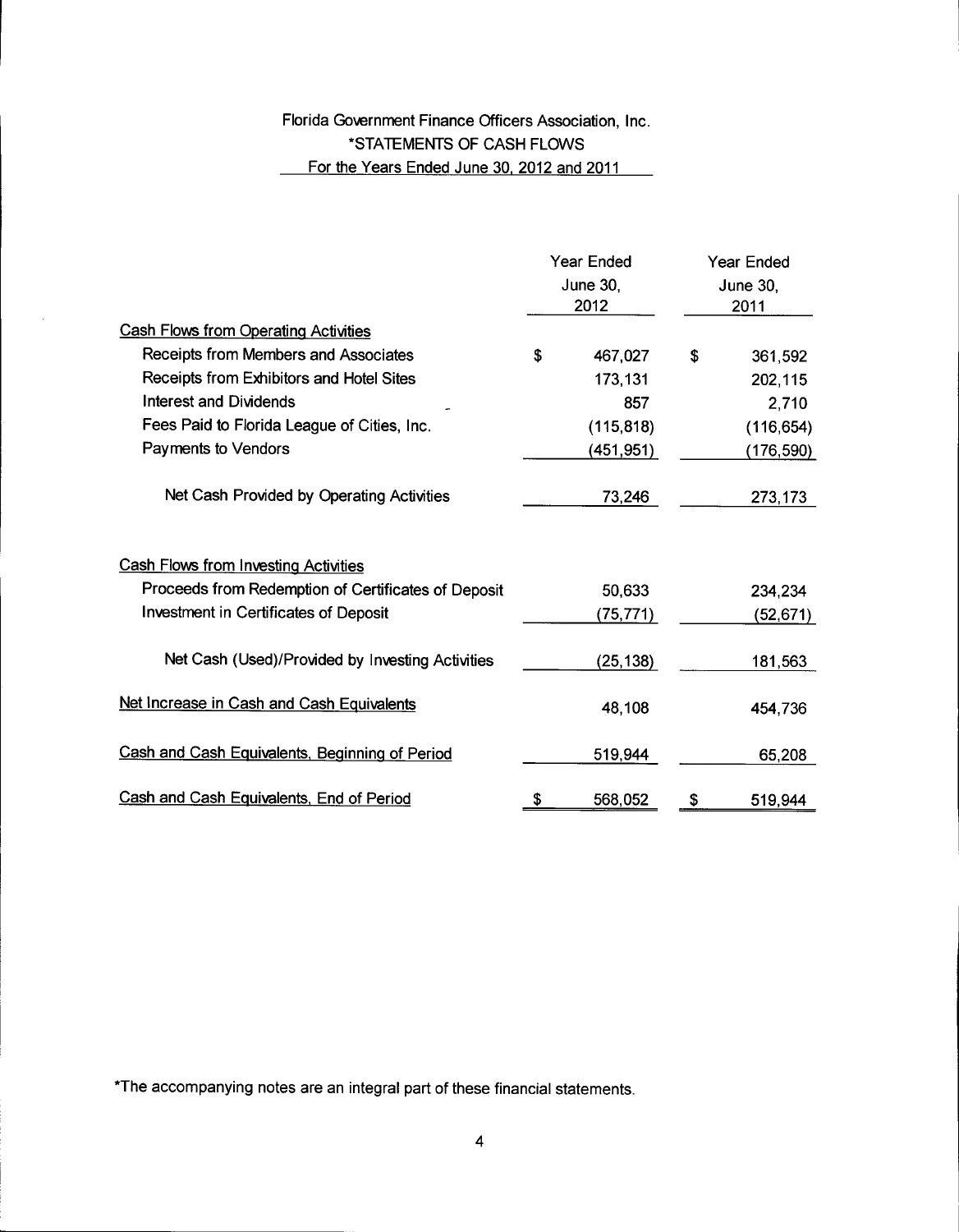# Florida Government Finance Officers Association, Inc.

## *STATEMENTS OF CASH FLOWS

### For the Years Ended June 30, 2012 and 2011

| | Year Ended June 30, 2012 | Year Ended June 30, 2011 |
|---|---|---|
| **Cash Flows from Operating Activities** | | |
| Receipts from Members and Associates | $ 467,027 | $ 361,592 |
| Receipts from Exhibitors and Hotel Sites | 173,131 | 202,115 |
| Interest and Dividends | 857 | 2,710 |
| Fees Paid to Florida League of Cities, Inc. | (115,818) | (116,654) |
| Payments to Vendors | (451,951) | (176,590) |
| Net Cash Provided by Operating Activities | 73,246 | 273,173 |
| **Cash Flows from Investing Activities** | | |
| Proceeds from Redemption of Certificates of Deposit | 50,633 | 234,234 |
| Investment in Certificates of Deposit | (75,771) | (52,671) |
| Net Cash (Used)/Provided by Investing Activities | (25,138) | 181,563 |
| Net Increase in Cash and Cash Equivalents | 48,108 | 454,736 |
| Cash and Cash Equivalents, Beginning of Period | 519,944 | 65,208 |
| Cash and Cash Equivalents, End of Period | $ 568,052 | $ 519,944 |

*The accompanying notes are an integral part of these financial statements.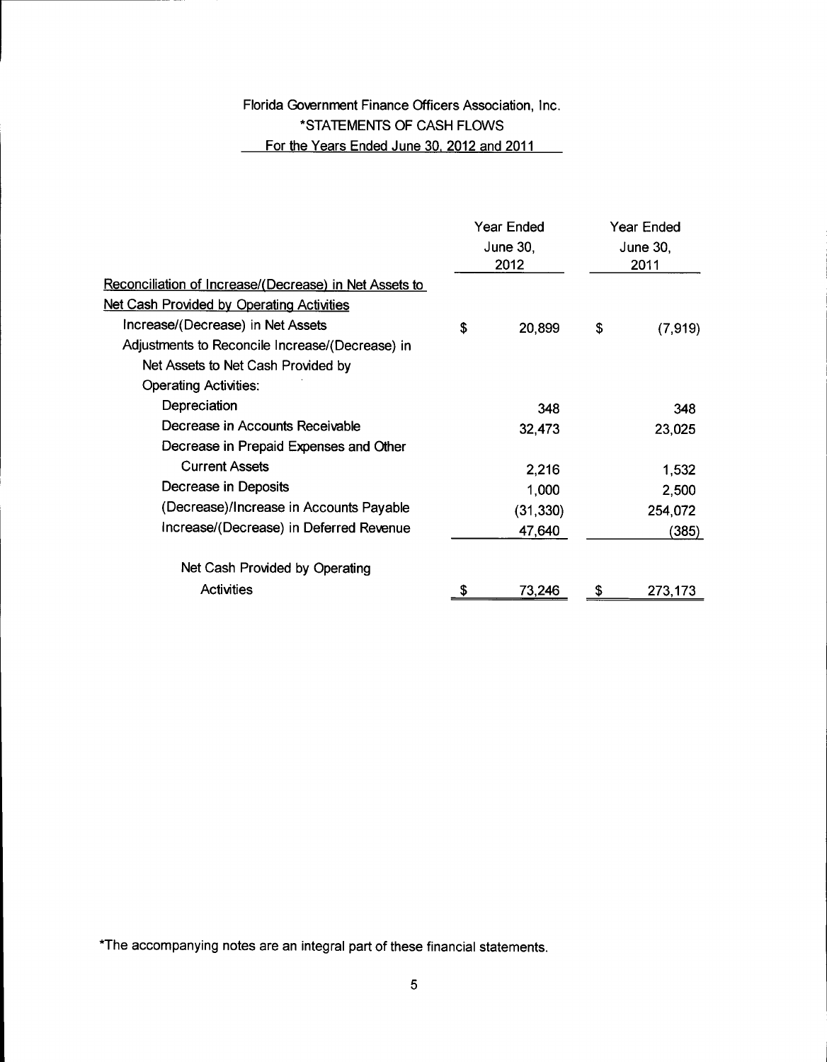# Florida Government Finance Officers Association, Inc.

## *STATEMENTS OF CASH FLOWS

### For the Years Ended June 30, 2012 and 2011

| | Year Ended June 30, 2012 | Year Ended June 30, 2011 |
|---|---|---|
| Reconciliation of Increase/(Decrease) in Net Assets to Net Cash Provided by Operating Activities | | |
| Increase/(Decrease) in Net Assets | $ 20,899 | $ (7,919) |
| Adjustments to Reconcile Increase/(Decrease) in Net Assets to Net Cash Provided by Operating Activities: | | |
| Depreciation | 348 | 348 |
| Decrease in Accounts Receivable | 32,473 | 23,025 |
| Decrease in Prepaid Expenses and Other Current Assets | 2,216 | 1,532 |
| Decrease in Deposits | 1,000 | 2,500 |
| (Decrease)/Increase in Accounts Payable | (31,330) | 254,072 |
| Increase/(Decrease) in Deferred Revenue | 47,640 | (385) |
| Net Cash Provided by Operating Activities | $ 73,246 | $ 273,173 |

*The accompanying notes are an integral part of these financial statements.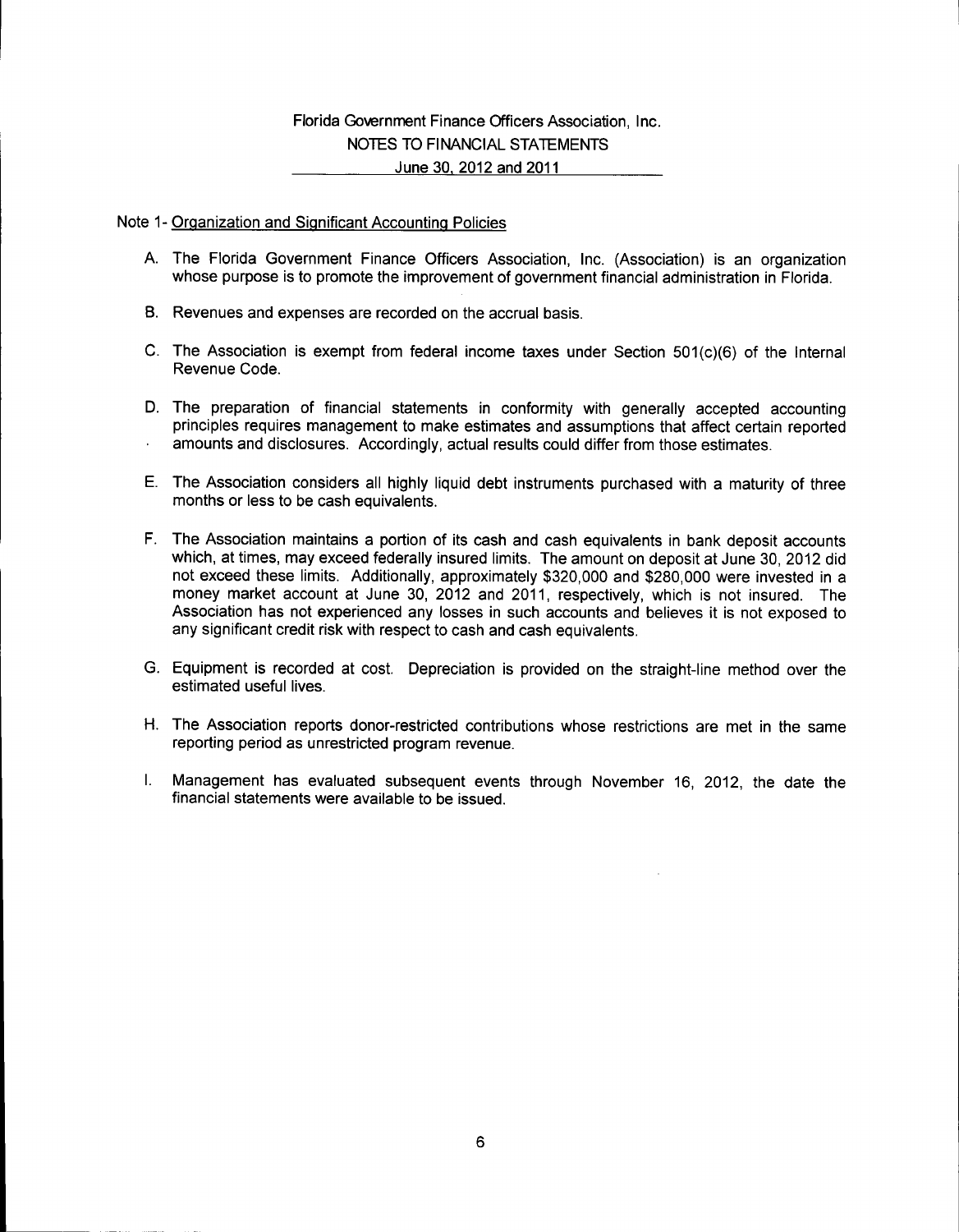# Florida Government Finance Officers Association, Inc.
## NOTES TO FINANCIAL STATEMENTS
### June 30, 2012 and 2011

Note 1- Organization and Significant Accounting Policies

A. The Florida Government Finance Officers Association, Inc. (Association) is an organization whose purpose is to promote the improvement of government financial administration in Florida.

B. Revenues and expenses are recorded on the accrual basis.

C. The Association is exempt from federal income taxes under Section 501(c)(6) of the Internal Revenue Code.

D. The preparation of financial statements in conformity with generally accepted accounting principles requires management to make estimates and assumptions that affect certain reported amounts and disclosures. Accordingly, actual results could differ from those estimates.

E. The Association considers all highly liquid debt instruments purchased with a maturity of three months or less to be cash equivalents.

F. The Association maintains a portion of its cash and cash equivalents in bank deposit accounts which, at times, may exceed federally insured limits. The amount on deposit at June 30, 2012 did not exceed these limits. Additionally, approximately $320,000 and $280,000 were invested in a money market account at June 30, 2012 and 2011, respectively, which is not insured. The Association has not experienced any losses in such accounts and believes it is not exposed to any significant credit risk with respect to cash and cash equivalents.

G. Equipment is recorded at cost. Depreciation is provided on the straight-line method over the estimated useful lives.

H. The Association reports donor-restricted contributions whose restrictions are met in the same reporting period as unrestricted program revenue.

I. Management has evaluated subsequent events through November 16, 2012, the date the financial statements were available to be issued.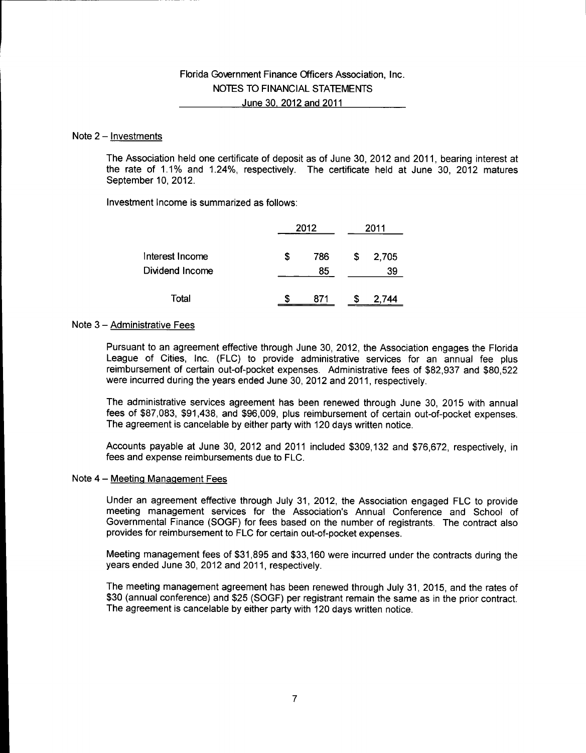Florida Government Finance Officers Association, Inc.
NOTES TO FINANCIAL STATEMENTS
June 30, 2012 and 2011

Note 2 – Investments

The Association held one certificate of deposit as of June 30, 2012 and 2011, bearing interest at the rate of 1.1% and 1.24%, respectively. The certificate held at June 30, 2012 matures September 10, 2012.

Investment Income is summarized as follows:

| | 2012 | 2011 |
|---|---|---|
| Interest Income | $ 786 | $ 2,705 |
| Dividend Income | 85 | 39 |
| Total | $ 871 | $ 2,744 |

Note 3 – Administrative Fees

Pursuant to an agreement effective through June 30, 2012, the Association engages the Florida League of Cities, Inc. (FLC) to provide administrative services for an annual fee plus reimbursement of certain out-of-pocket expenses. Administrative fees of $82,937 and $80,522 were incurred during the years ended June 30, 2012 and 2011, respectively.

The administrative services agreement has been renewed through June 30, 2015 with annual fees of $87,083, $91,438, and $96,009, plus reimbursement of certain out-of-pocket expenses. The agreement is cancelable by either party with 120 days written notice.

Accounts payable at June 30, 2012 and 2011 included $309,132 and $76,672, respectively, in fees and expense reimbursements due to FLC.

Note 4 – Meeting Management Fees

Under an agreement effective through July 31, 2012, the Association engaged FLC to provide meeting management services for the Association's Annual Conference and School of Governmental Finance (SOGF) for fees based on the number of registrants. The contract also provides for reimbursement to FLC for certain out-of-pocket expenses.

Meeting management fees of $31,895 and $33,160 were incurred under the contracts during the years ended June 30, 2012 and 2011, respectively.

The meeting management agreement has been renewed through July 31, 2015, and the rates of $30 (annual conference) and $25 (SOGF) per registrant remain the same as in the prior contract. The agreement is cancelable by either party with 120 days written notice.